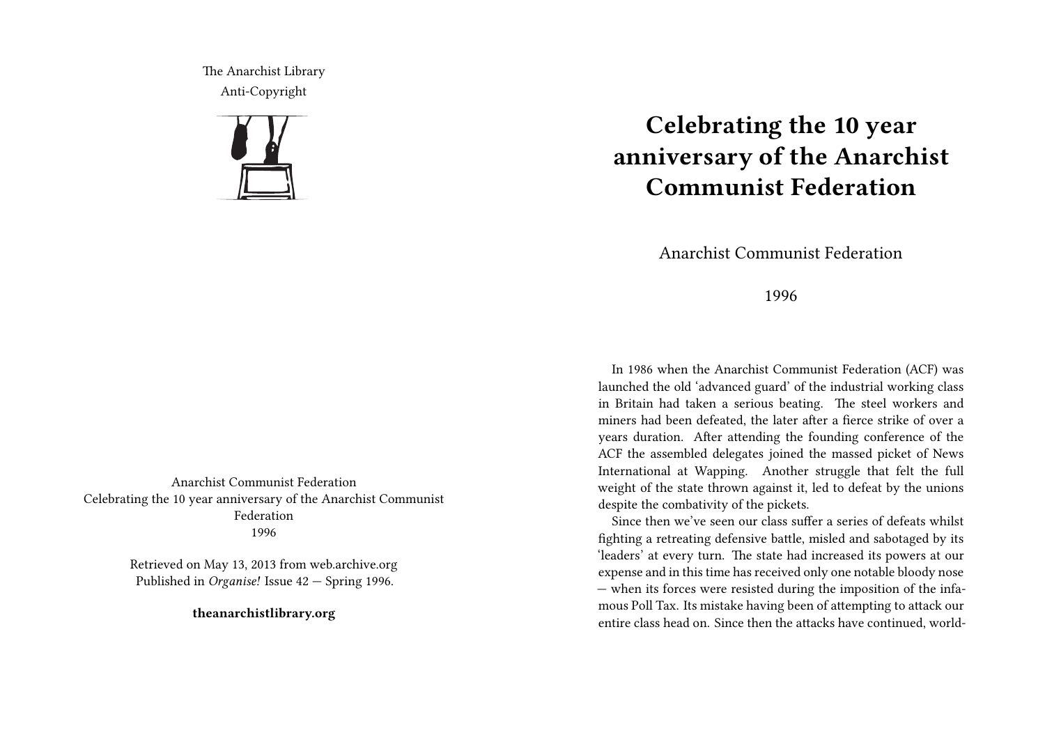The Anarchist Library
Anti-Copyright

Anarchist Communist Federation
Celebrating the 10 year anniversary of the Anarchist Communist Federation
1996

Retrieved on May 13, 2013 from web.archive.org
Published in *Organise!* Issue 42 — Spring 1996.

**theanarchistlibrary.org**

# Celebrating the 10 year anniversary of the Anarchist Communist Federation

Anarchist Communist Federation

1996

In 1986 when the Anarchist Communist Federation (ACF) was launched the old 'advanced guard' of the industrial working class in Britain had taken a serious beating. The steel workers and miners had been defeated, the later after a fierce strike of over a years duration. After attending the founding conference of the ACF the assembled delegates joined the massed picket of News International at Wapping. Another struggle that felt the full weight of the state thrown against it, led to defeat by the unions despite the combativity of the pickets.

Since then we've seen our class suffer a series of defeats whilst fighting a retreating defensive battle, misled and sabotaged by its 'leaders' at every turn. The state had increased its powers at our expense and in this time has received only one notable bloody nose — when its forces were resisted during the imposition of the infamous Poll Tax. Its mistake having been of attempting to attack our entire class head on. Since then the attacks have continued, world-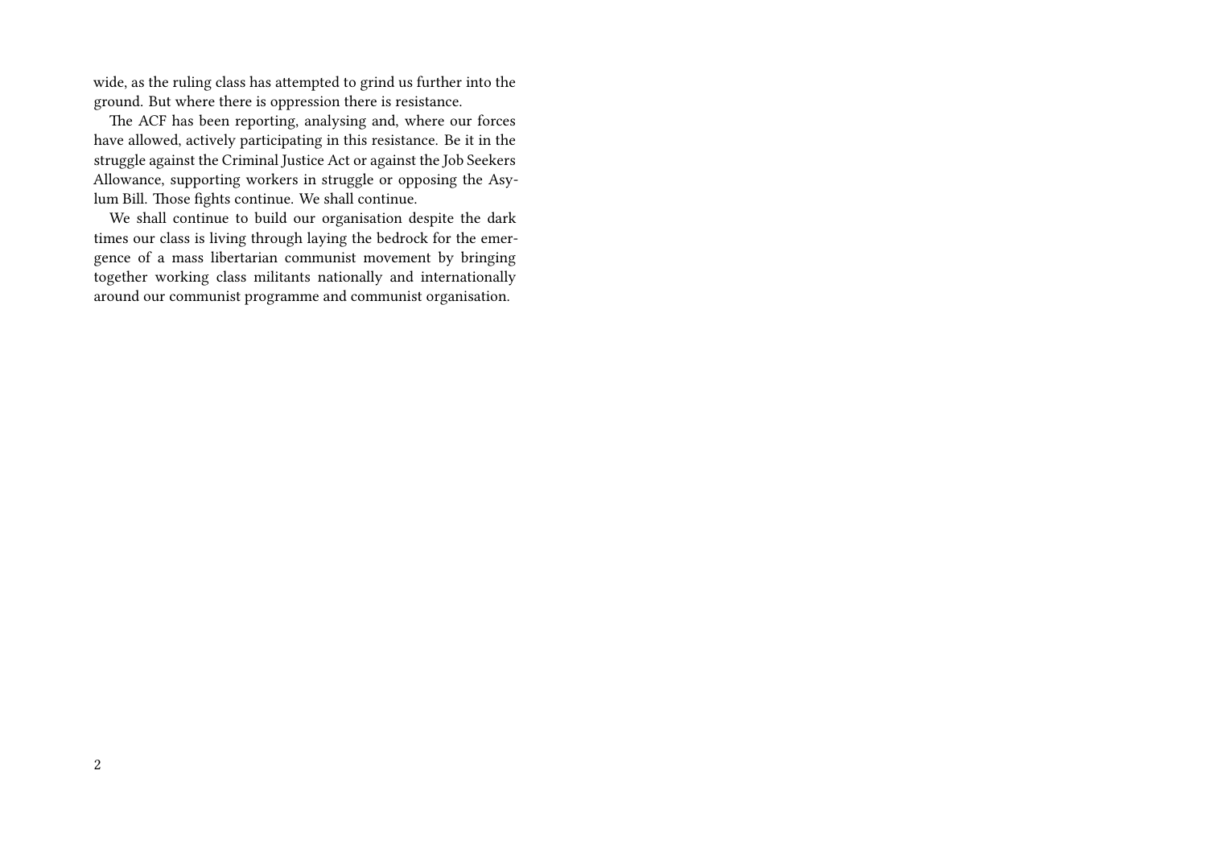wide, as the ruling class has attempted to grind us further into the ground. But where there is oppression there is resistance.

The ACF has been reporting, analysing and, where our forces have allowed, actively participating in this resistance. Be it in the struggle against the Criminal Justice Act or against the Job Seekers Allowance, supporting workers in struggle or opposing the Asylum Bill. Those fights continue. We shall continue.

We shall continue to build our organisation despite the dark times our class is living through laying the bedrock for the emergence of a mass libertarian communist movement by bringing together working class militants nationally and internationally around our communist programme and communist organisation.